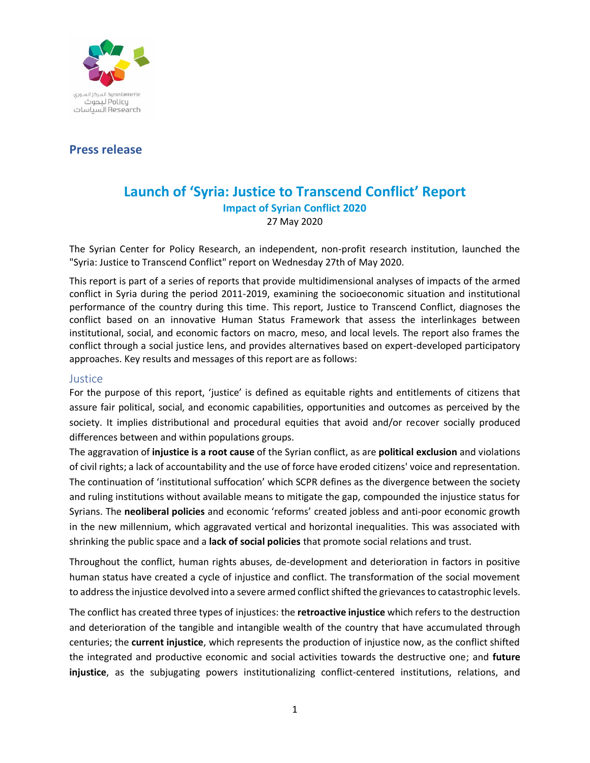## Press release

# Launch of 'Syria: Justice to Transcend Conflict' Report

### Impact of Syrian Conflict 2020

27 May 2020

The Syrian Center for Policy Research, an independent, non-profit research institution, launched the "Syria: Justice to Transcend Conflict" report on Wednesday 27th of May 2020.

This report is part of a series of reports that provide multidimensional analyses of impacts of the armed conflict in Syria during the period 2011-2019, examining the socioeconomic situation and institutional performance of the country during this time. This report, Justice to Transcend Conflict, diagnoses the conflict based on an innovative Human Status Framework that assess the interlinkages between institutional, social, and economic factors on macro, meso, and local levels. The report also frames the conflict through a social justice lens, and provides alternatives based on expert-developed participatory approaches. Key results and messages of this report are as follows:

## Justice

For the purpose of this report, 'justice' is defined as equitable rights and entitlements of citizens that assure fair political, social, and economic capabilities, opportunities and outcomes as perceived by the society. It implies distributional and procedural equities that avoid and/or recover socially produced differences between and within populations groups.

The aggravation of **injustice is a root cause** of the Syrian conflict, as are **political exclusion** and violations of civil rights; a lack of accountability and the use of force have eroded citizens' voice and representation. The continuation of 'institutional suffocation' which SCPR defines as the divergence between the society and ruling institutions without available means to mitigate the gap, compounded the injustice status for Syrians. The **neoliberal policies** and economic 'reforms' created jobless and anti-poor economic growth in the new millennium, which aggravated vertical and horizontal inequalities. This was associated with shrinking the public space and a **lack of social policies** that promote social relations and trust.

Throughout the conflict, human rights abuses, de-development and deterioration in factors in positive human status have created a cycle of injustice and conflict. The transformation of the social movement to address the injustice devolved into a severe armed conflict shifted the grievances to catastrophic levels.

The conflict has created three types of injustices: the **retroactive injustice** which refers to the destruction and deterioration of the tangible and intangible wealth of the country that have accumulated through centuries; the **current injustice**, which represents the production of injustice now, as the conflict shifted the integrated and productive economic and social activities towards the destructive one; and **future injustice**, as the subjugating powers institutionalizing conflict-centered institutions, relations, and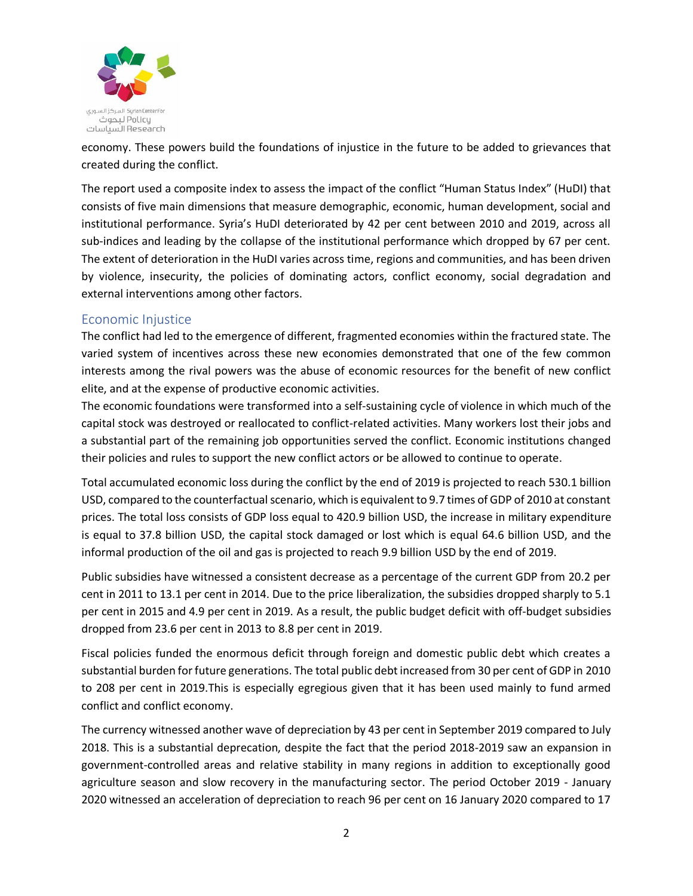economy. These powers build the foundations of injustice in the future to be added to grievances that created during the conflict.

The report used a composite index to assess the impact of the conflict "Human Status Index" (HuDI) that consists of five main dimensions that measure demographic, economic, human development, social and institutional performance. Syria's HuDI deteriorated by 42 per cent between 2010 and 2019, across all sub-indices and leading by the collapse of the institutional performance which dropped by 67 per cent. The extent of deterioration in the HuDI varies across time, regions and communities, and has been driven by violence, insecurity, the policies of dominating actors, conflict economy, social degradation and external interventions among other factors.

## Economic Injustice

The conflict had led to the emergence of different, fragmented economies within the fractured state. The varied system of incentives across these new economies demonstrated that one of the few common interests among the rival powers was the abuse of economic resources for the benefit of new conflict elite, and at the expense of productive economic activities.

The economic foundations were transformed into a self-sustaining cycle of violence in which much of the capital stock was destroyed or reallocated to conflict-related activities. Many workers lost their jobs and a substantial part of the remaining job opportunities served the conflict. Economic institutions changed their policies and rules to support the new conflict actors or be allowed to continue to operate.

Total accumulated economic loss during the conflict by the end of 2019 is projected to reach 530.1 billion USD, compared to the counterfactual scenario, which is equivalent to 9.7 times of GDP of 2010 at constant prices. The total loss consists of GDP loss equal to 420.9 billion USD, the increase in military expenditure is equal to 37.8 billion USD, the capital stock damaged or lost which is equal 64.6 billion USD, and the informal production of the oil and gas is projected to reach 9.9 billion USD by the end of 2019.

Public subsidies have witnessed a consistent decrease as a percentage of the current GDP from 20.2 per cent in 2011 to 13.1 per cent in 2014. Due to the price liberalization, the subsidies dropped sharply to 5.1 per cent in 2015 and 4.9 per cent in 2019. As a result, the public budget deficit with off-budget subsidies dropped from 23.6 per cent in 2013 to 8.8 per cent in 2019.

Fiscal policies funded the enormous deficit through foreign and domestic public debt which creates a substantial burden for future generations. The total public debt increased from 30 per cent of GDP in 2010 to 208 per cent in 2019.This is especially egregious given that it has been used mainly to fund armed conflict and conflict economy.

The currency witnessed another wave of depreciation by 43 per cent in September 2019 compared to July 2018. This is a substantial deprecation, despite the fact that the period 2018-2019 saw an expansion in government-controlled areas and relative stability in many regions in addition to exceptionally good agriculture season and slow recovery in the manufacturing sector. The period October 2019 - January 2020 witnessed an acceleration of depreciation to reach 96 per cent on 16 January 2020 compared to 17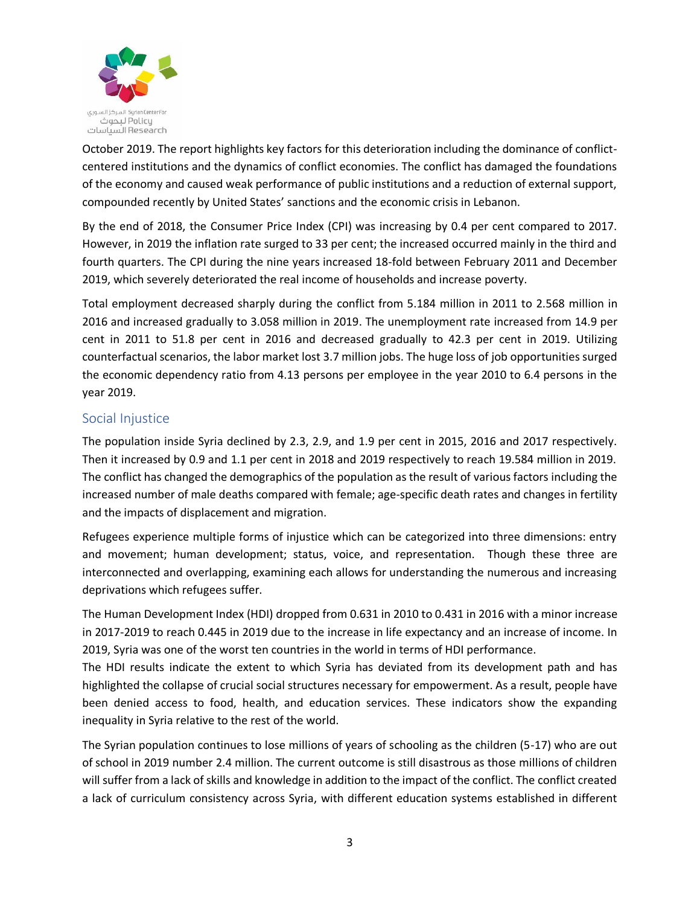October 2019. The report highlights key factors for this deterioration including the dominance of conflict-centered institutions and the dynamics of conflict economies. The conflict has damaged the foundations of the economy and caused weak performance of public institutions and a reduction of external support, compounded recently by United States' sanctions and the economic crisis in Lebanon.

By the end of 2018, the Consumer Price Index (CPI) was increasing by 0.4 per cent compared to 2017. However, in 2019 the inflation rate surged to 33 per cent; the increased occurred mainly in the third and fourth quarters. The CPI during the nine years increased 18-fold between February 2011 and December 2019, which severely deteriorated the real income of households and increase poverty.

Total employment decreased sharply during the conflict from 5.184 million in 2011 to 2.568 million in 2016 and increased gradually to 3.058 million in 2019. The unemployment rate increased from 14.9 per cent in 2011 to 51.8 per cent in 2016 and decreased gradually to 42.3 per cent in 2019. Utilizing counterfactual scenarios, the labor market lost 3.7 million jobs. The huge loss of job opportunities surged the economic dependency ratio from 4.13 persons per employee in the year 2010 to 6.4 persons in the year 2019.

## Social Injustice

The population inside Syria declined by 2.3, 2.9, and 1.9 per cent in 2015, 2016 and 2017 respectively. Then it increased by 0.9 and 1.1 per cent in 2018 and 2019 respectively to reach 19.584 million in 2019. The conflict has changed the demographics of the population as the result of various factors including the increased number of male deaths compared with female; age-specific death rates and changes in fertility and the impacts of displacement and migration.

Refugees experience multiple forms of injustice which can be categorized into three dimensions: entry and movement; human development; status, voice, and representation. Though these three are interconnected and overlapping, examining each allows for understanding the numerous and increasing deprivations which refugees suffer.

The Human Development Index (HDI) dropped from 0.631 in 2010 to 0.431 in 2016 with a minor increase in 2017-2019 to reach 0.445 in 2019 due to the increase in life expectancy and an increase of income. In 2019, Syria was one of the worst ten countries in the world in terms of HDI performance.

The HDI results indicate the extent to which Syria has deviated from its development path and has highlighted the collapse of crucial social structures necessary for empowerment. As a result, people have been denied access to food, health, and education services. These indicators show the expanding inequality in Syria relative to the rest of the world.

The Syrian population continues to lose millions of years of schooling as the children (5-17) who are out of school in 2019 number 2.4 million. The current outcome is still disastrous as those millions of children will suffer from a lack of skills and knowledge in addition to the impact of the conflict. The conflict created a lack of curriculum consistency across Syria, with different education systems established in different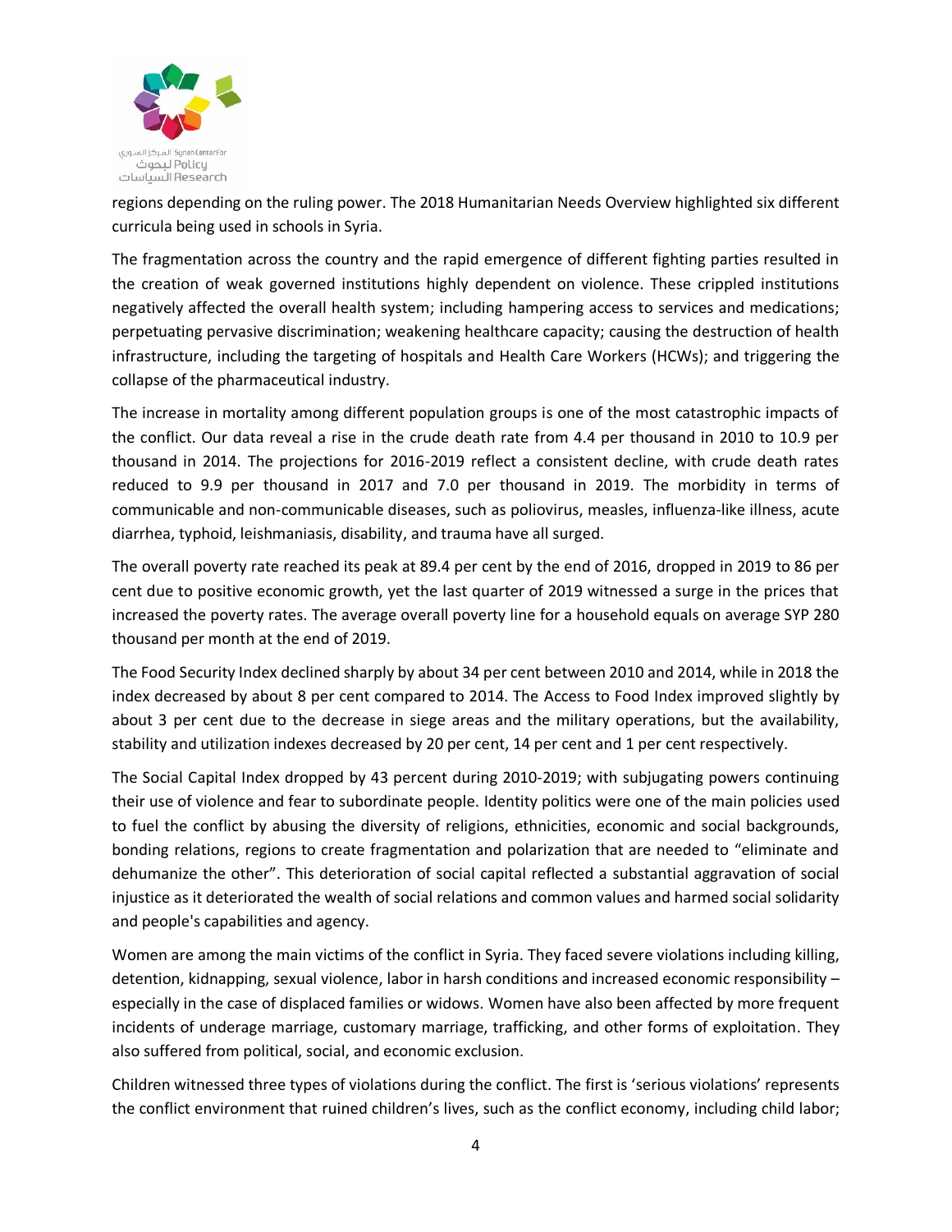regions depending on the ruling power. The 2018 Humanitarian Needs Overview highlighted six different curricula being used in schools in Syria.

The fragmentation across the country and the rapid emergence of different fighting parties resulted in the creation of weak governed institutions highly dependent on violence. These crippled institutions negatively affected the overall health system; including hampering access to services and medications; perpetuating pervasive discrimination; weakening healthcare capacity; causing the destruction of health infrastructure, including the targeting of hospitals and Health Care Workers (HCWs); and triggering the collapse of the pharmaceutical industry.

The increase in mortality among different population groups is one of the most catastrophic impacts of the conflict. Our data reveal a rise in the crude death rate from 4.4 per thousand in 2010 to 10.9 per thousand in 2014. The projections for 2016-2019 reflect a consistent decline, with crude death rates reduced to 9.9 per thousand in 2017 and 7.0 per thousand in 2019. The morbidity in terms of communicable and non-communicable diseases, such as poliovirus, measles, influenza-like illness, acute diarrhea, typhoid, leishmaniasis, disability, and trauma have all surged.

The overall poverty rate reached its peak at 89.4 per cent by the end of 2016, dropped in 2019 to 86 per cent due to positive economic growth, yet the last quarter of 2019 witnessed a surge in the prices that increased the poverty rates. The average overall poverty line for a household equals on average SYP 280 thousand per month at the end of 2019.

The Food Security Index declined sharply by about 34 per cent between 2010 and 2014, while in 2018 the index decreased by about 8 per cent compared to 2014. The Access to Food Index improved slightly by about 3 per cent due to the decrease in siege areas and the military operations, but the availability, stability and utilization indexes decreased by 20 per cent, 14 per cent and 1 per cent respectively.

The Social Capital Index dropped by 43 percent during 2010-2019; with subjugating powers continuing their use of violence and fear to subordinate people. Identity politics were one of the main policies used to fuel the conflict by abusing the diversity of religions, ethnicities, economic and social backgrounds, bonding relations, regions to create fragmentation and polarization that are needed to "eliminate and dehumanize the other". This deterioration of social capital reflected a substantial aggravation of social injustice as it deteriorated the wealth of social relations and common values and harmed social solidarity and people's capabilities and agency.

Women are among the main victims of the conflict in Syria. They faced severe violations including killing, detention, kidnapping, sexual violence, labor in harsh conditions and increased economic responsibility – especially in the case of displaced families or widows. Women have also been affected by more frequent incidents of underage marriage, customary marriage, trafficking, and other forms of exploitation. They also suffered from political, social, and economic exclusion.

Children witnessed three types of violations during the conflict. The first is 'serious violations' represents the conflict environment that ruined children's lives, such as the conflict economy, including child labor;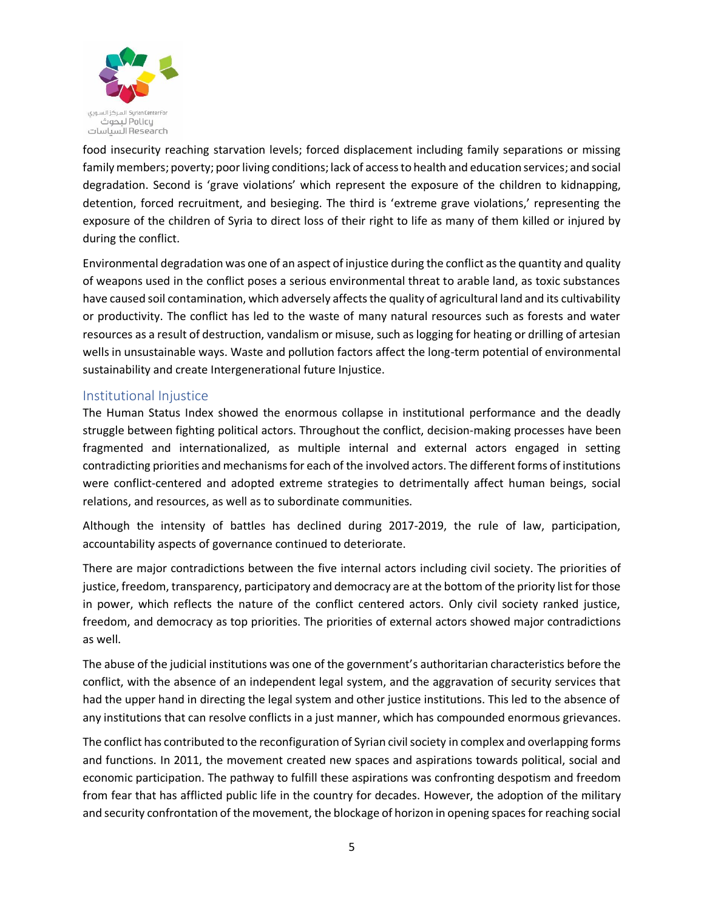food insecurity reaching starvation levels; forced displacement including family separations or missing family members; poverty; poor living conditions; lack of access to health and education services; and social degradation. Second is 'grave violations' which represent the exposure of the children to kidnapping, detention, forced recruitment, and besieging. The third is 'extreme grave violations,' representing the exposure of the children of Syria to direct loss of their right to life as many of them killed or injured by during the conflict.

Environmental degradation was one of an aspect of injustice during the conflict as the quantity and quality of weapons used in the conflict poses a serious environmental threat to arable land, as toxic substances have caused soil contamination, which adversely affects the quality of agricultural land and its cultivability or productivity. The conflict has led to the waste of many natural resources such as forests and water resources as a result of destruction, vandalism or misuse, such as logging for heating or drilling of artesian wells in unsustainable ways. Waste and pollution factors affect the long-term potential of environmental sustainability and create Intergenerational future Injustice.

## Institutional Injustice

The Human Status Index showed the enormous collapse in institutional performance and the deadly struggle between fighting political actors. Throughout the conflict, decision-making processes have been fragmented and internationalized, as multiple internal and external actors engaged in setting contradicting priorities and mechanisms for each of the involved actors. The different forms of institutions were conflict-centered and adopted extreme strategies to detrimentally affect human beings, social relations, and resources, as well as to subordinate communities.

Although the intensity of battles has declined during 2017-2019, the rule of law, participation, accountability aspects of governance continued to deteriorate.

There are major contradictions between the five internal actors including civil society. The priorities of justice, freedom, transparency, participatory and democracy are at the bottom of the priority list for those in power, which reflects the nature of the conflict centered actors. Only civil society ranked justice, freedom, and democracy as top priorities. The priorities of external actors showed major contradictions as well.

The abuse of the judicial institutions was one of the government's authoritarian characteristics before the conflict, with the absence of an independent legal system, and the aggravation of security services that had the upper hand in directing the legal system and other justice institutions. This led to the absence of any institutions that can resolve conflicts in a just manner, which has compounded enormous grievances.

The conflict has contributed to the reconfiguration of Syrian civil society in complex and overlapping forms and functions. In 2011, the movement created new spaces and aspirations towards political, social and economic participation. The pathway to fulfill these aspirations was confronting despotism and freedom from fear that has afflicted public life in the country for decades. However, the adoption of the military and security confrontation of the movement, the blockage of horizon in opening spaces for reaching social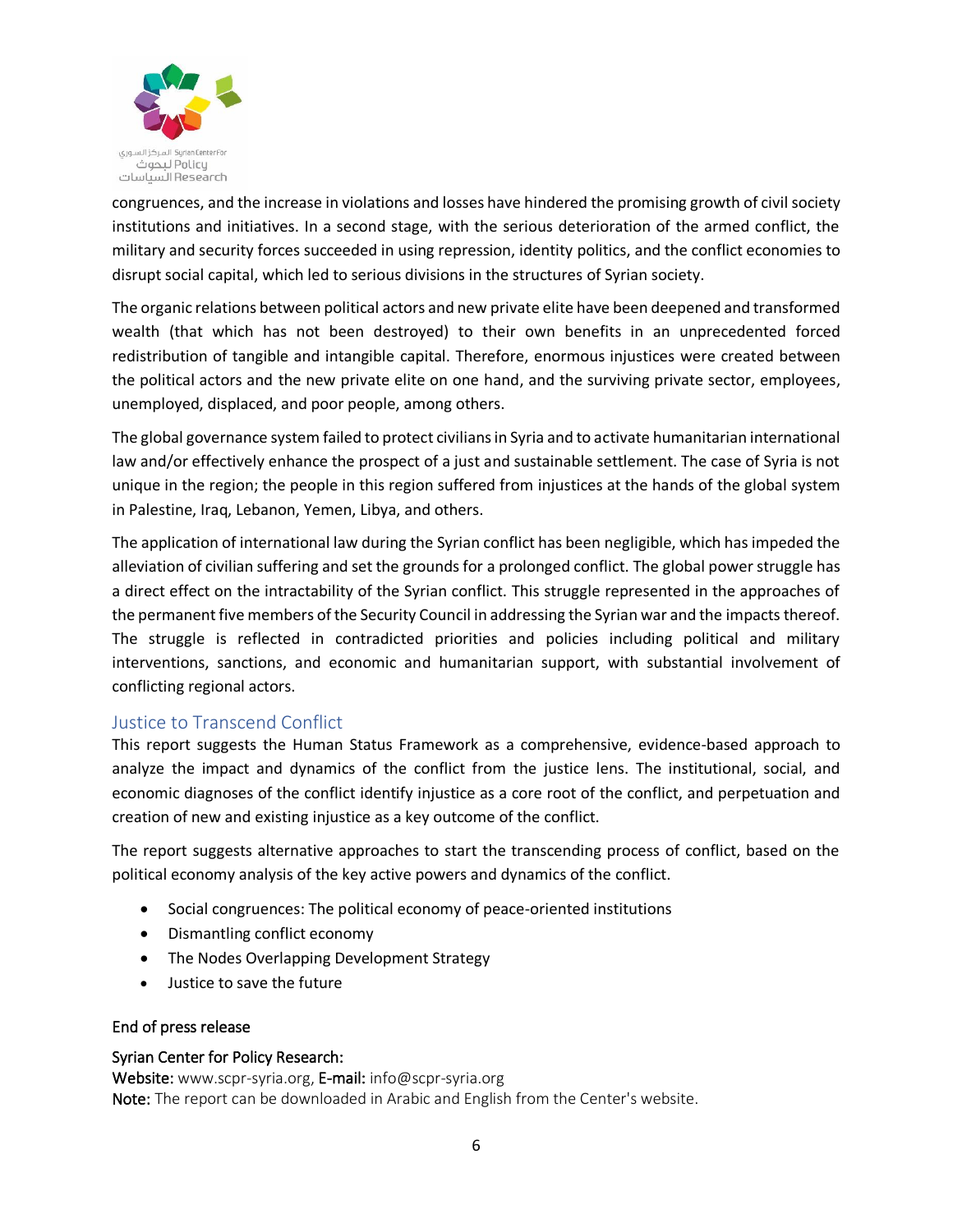congruences, and the increase in violations and losses have hindered the promising growth of civil society institutions and initiatives. In a second stage, with the serious deterioration of the armed conflict, the military and security forces succeeded in using repression, identity politics, and the conflict economies to disrupt social capital, which led to serious divisions in the structures of Syrian society.

The organic relations between political actors and new private elite have been deepened and transformed wealth (that which has not been destroyed) to their own benefits in an unprecedented forced redistribution of tangible and intangible capital. Therefore, enormous injustices were created between the political actors and the new private elite on one hand, and the surviving private sector, employees, unemployed, displaced, and poor people, among others.

The global governance system failed to protect civilians in Syria and to activate humanitarian international law and/or effectively enhance the prospect of a just and sustainable settlement. The case of Syria is not unique in the region; the people in this region suffered from injustices at the hands of the global system in Palestine, Iraq, Lebanon, Yemen, Libya, and others.

The application of international law during the Syrian conflict has been negligible, which has impeded the alleviation of civilian suffering and set the grounds for a prolonged conflict. The global power struggle has a direct effect on the intractability of the Syrian conflict. This struggle represented in the approaches of the permanent five members of the Security Council in addressing the Syrian war and the impacts thereof. The struggle is reflected in contradicted priorities and policies including political and military interventions, sanctions, and economic and humanitarian support, with substantial involvement of conflicting regional actors.

## Justice to Transcend Conflict

This report suggests the Human Status Framework as a comprehensive, evidence-based approach to analyze the impact and dynamics of the conflict from the justice lens. The institutional, social, and economic diagnoses of the conflict identify injustice as a core root of the conflict, and perpetuation and creation of new and existing injustice as a key outcome of the conflict.

The report suggests alternative approaches to start the transcending process of conflict, based on the political economy analysis of the key active powers and dynamics of the conflict.

- Social congruences: The political economy of peace-oriented institutions
- Dismantling conflict economy
- The Nodes Overlapping Development Strategy
- Justice to save the future

End of press release

Syrian Center for Policy Research:
**Website:** www.scpr-syria.org, **E-mail:** info@scpr-syria.org
**Note:** The report can be downloaded in Arabic and English from the Center's website.